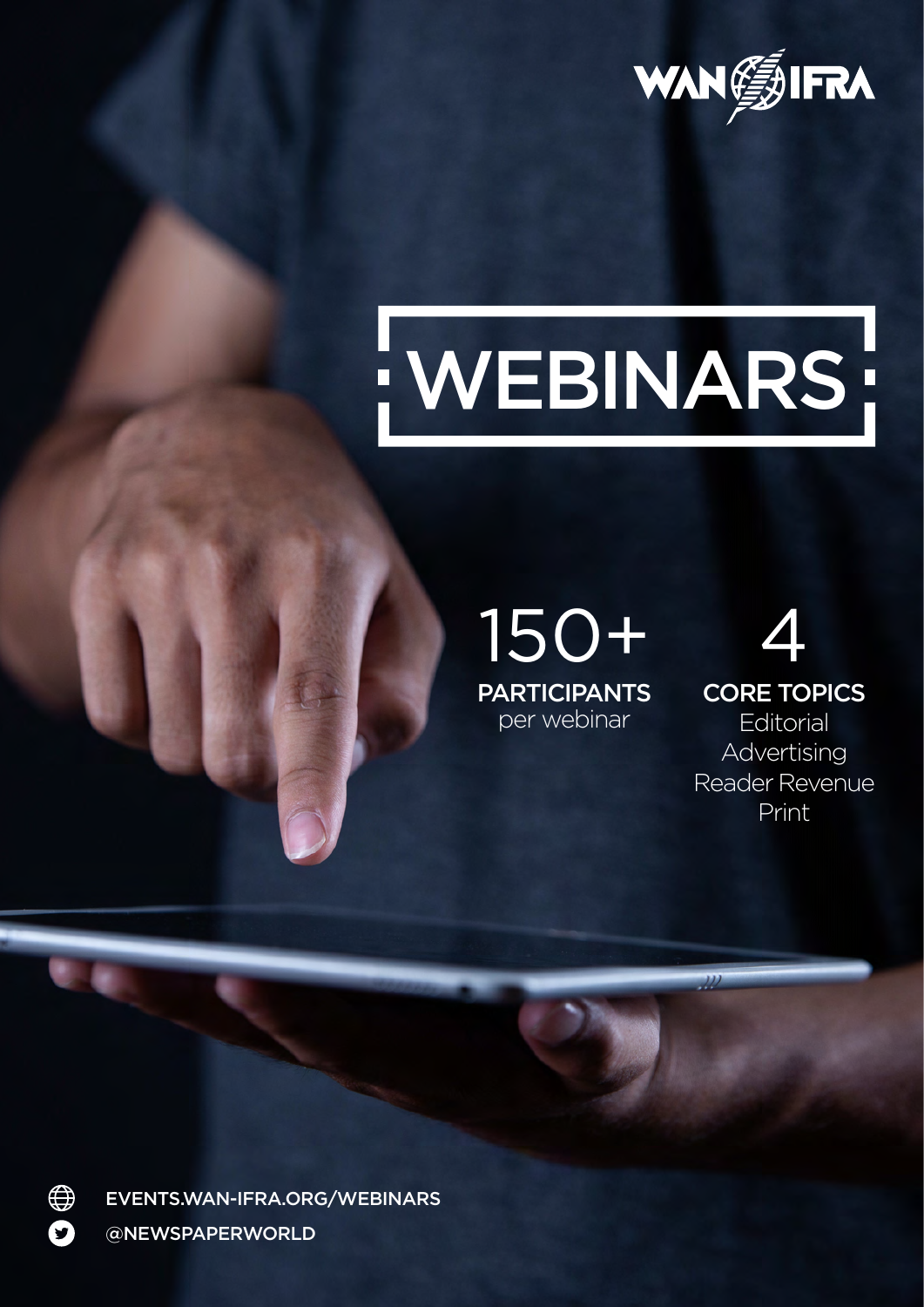WAN IFRA

# WEBINARS

**150+**
**PARTICIPANTS**
per webinar

**4**
**CORE TOPICS**
Editorial
Advertising
Reader Revenue
Print

EVENTS.WAN-IFRA.ORG/WEBINARS

@NEWSPAPERWORLD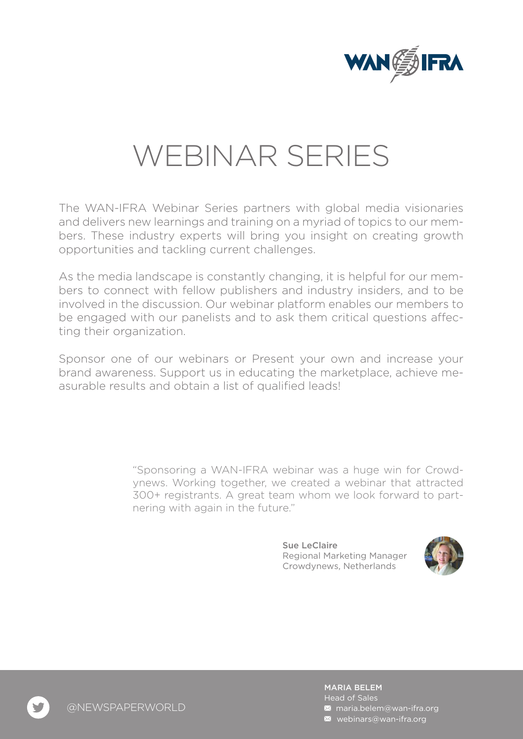# WEBINAR SERIES

The WAN-IFRA Webinar Series partners with global media visionaries and delivers new learnings and training on a myriad of topics to our members. These industry experts will bring you insight on creating growth opportunities and tackling current challenges.

As the media landscape is constantly changing, it is helpful for our members to connect with fellow publishers and industry insiders, and to be involved in the discussion. Our webinar platform enables our members to be engaged with our panelists and to ask them critical questions affecting their organization.

Sponsor one of our webinars or Present your own and increase your brand awareness. Support us in educating the marketplace, achieve measurable results and obtain a list of qualified leads!

"Sponsoring a WAN-IFRA webinar was a huge win for Crowdynews. Working together, we created a webinar that attracted 300+ registrants. A great team whom we look forward to partnering with again in the future."

**Sue LeClaire**
Regional Marketing Manager
Crowdynews, Netherlands

@NEWSPAPERWORLD

**MARIA BELEM**
Head of Sales
maria.belem@wan-ifra.org
webinars@wan-ifra.org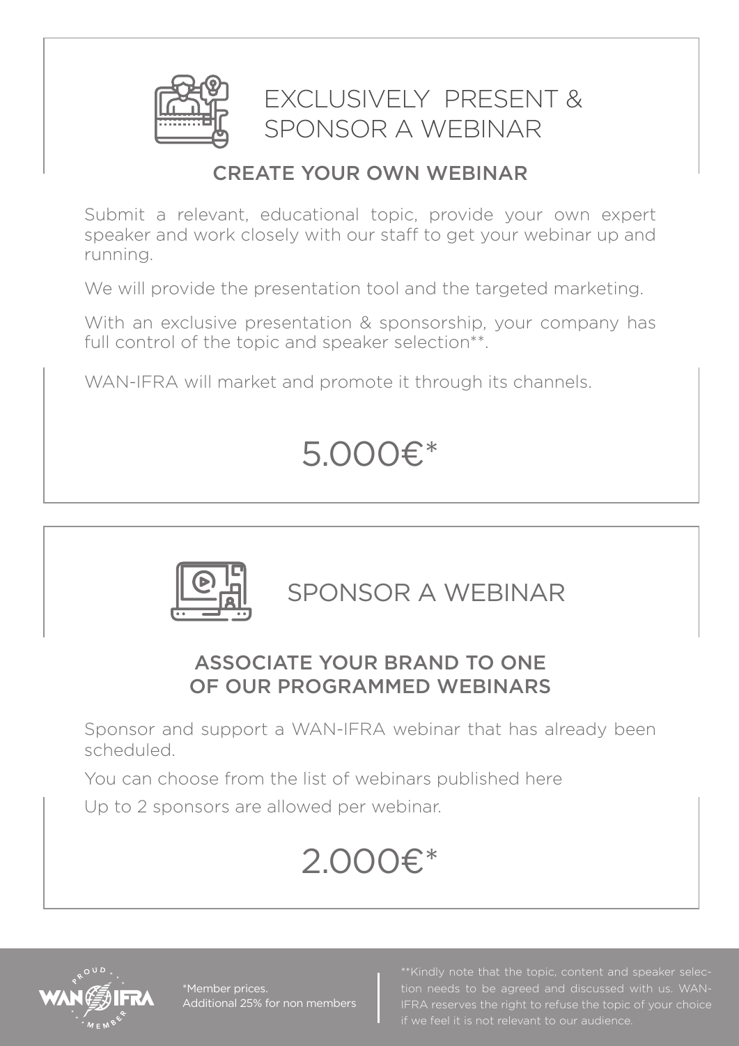# EXCLUSIVELY PRESENT & SPONSOR A WEBINAR

## CREATE YOUR OWN WEBINAR

Submit a relevant, educational topic, provide your own expert speaker and work closely with our staff to get your webinar up and running.

We will provide the presentation tool and the targeted marketing.

With an exclusive presentation & sponsorship, your company has full control of the topic and speaker selection**.

WAN-IFRA will market and promote it through its channels.

**5.000€***

# SPONSOR A WEBINAR

## ASSOCIATE YOUR BRAND TO ONE OF OUR PROGRAMMED WEBINARS

Sponsor and support a WAN-IFRA webinar that has already been scheduled.

You can choose from the list of webinars published here

Up to 2 sponsors are allowed per webinar.

**2.000€***

*Member prices.
Additional 25% for non members

**Kindly note that the topic, content and speaker selection needs to be agreed and discussed with us. WAN-IFRA reserves the right to refuse the topic of your choice if we feel it is not relevant to our audience.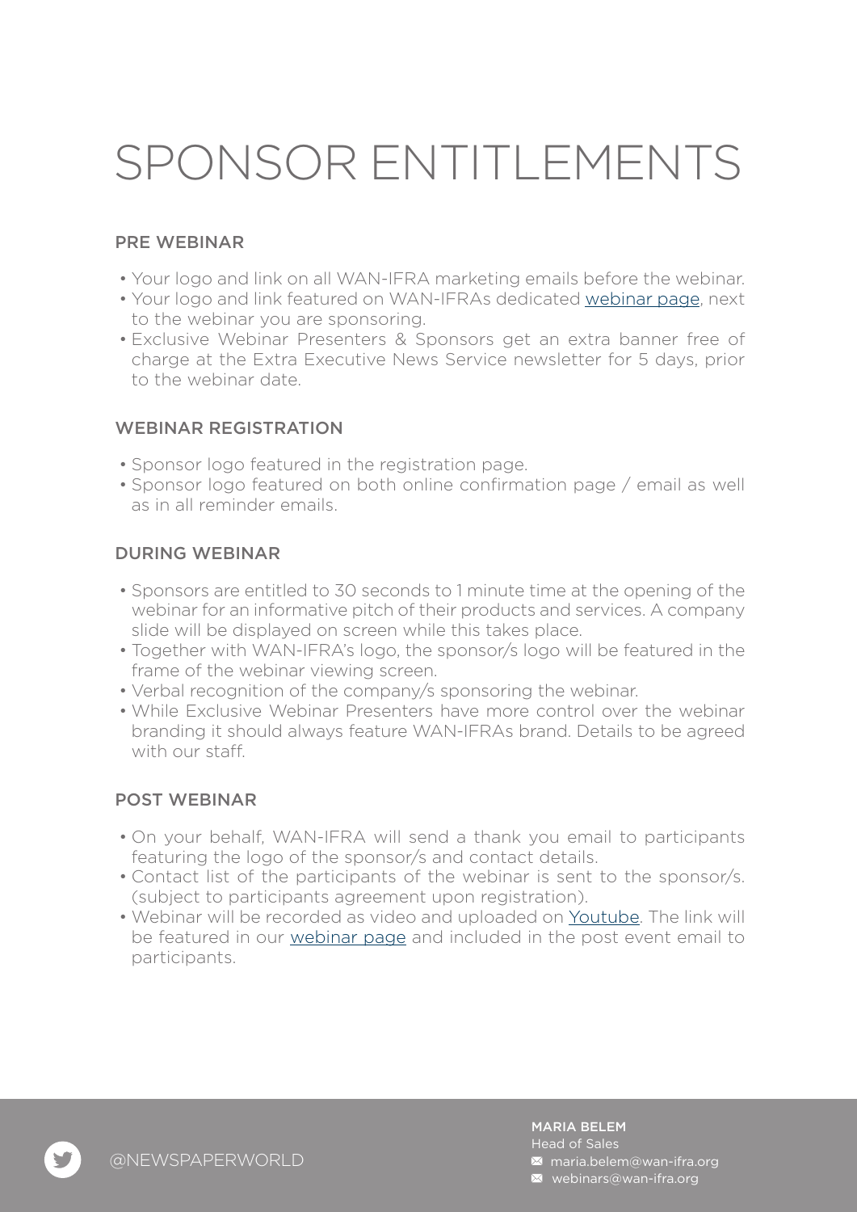# SPONSOR ENTITLEMENTS

## PRE WEBINAR

- Your logo and link on all WAN-IFRA marketing emails before the webinar.
- Your logo and link featured on WAN-IFRAs dedicated webinar page, next to the webinar you are sponsoring.
- Exclusive Webinar Presenters & Sponsors get an extra banner free of charge at the Extra Executive News Service newsletter for 5 days, prior to the webinar date.

## WEBINAR REGISTRATION

- Sponsor logo featured in the registration page.
- Sponsor logo featured on both online confirmation page / email as well as in all reminder emails.

## DURING WEBINAR

- Sponsors are entitled to 30 seconds to 1 minute time at the opening of the webinar for an informative pitch of their products and services. A company slide will be displayed on screen while this takes place.
- Together with WAN-IFRA's logo, the sponsor/s logo will be featured in the frame of the webinar viewing screen.
- Verbal recognition of the company/s sponsoring the webinar.
- While Exclusive Webinar Presenters have more control over the webinar branding it should always feature WAN-IFRAs brand. Details to be agreed with our staff.

## POST WEBINAR

- On your behalf, WAN-IFRA will send a thank you email to participants featuring the logo of the sponsor/s and contact details.
- Contact list of the participants of the webinar is sent to the sponsor/s. (subject to participants agreement upon registration).
- Webinar will be recorded as video and uploaded on Youtube. The link will be featured in our webinar page and included in the post event email to participants.

@NEWSPAPERWORLD

MARIA BELEM
Head of Sales
maria.belem@wan-ifra.org
webinars@wan-ifra.org